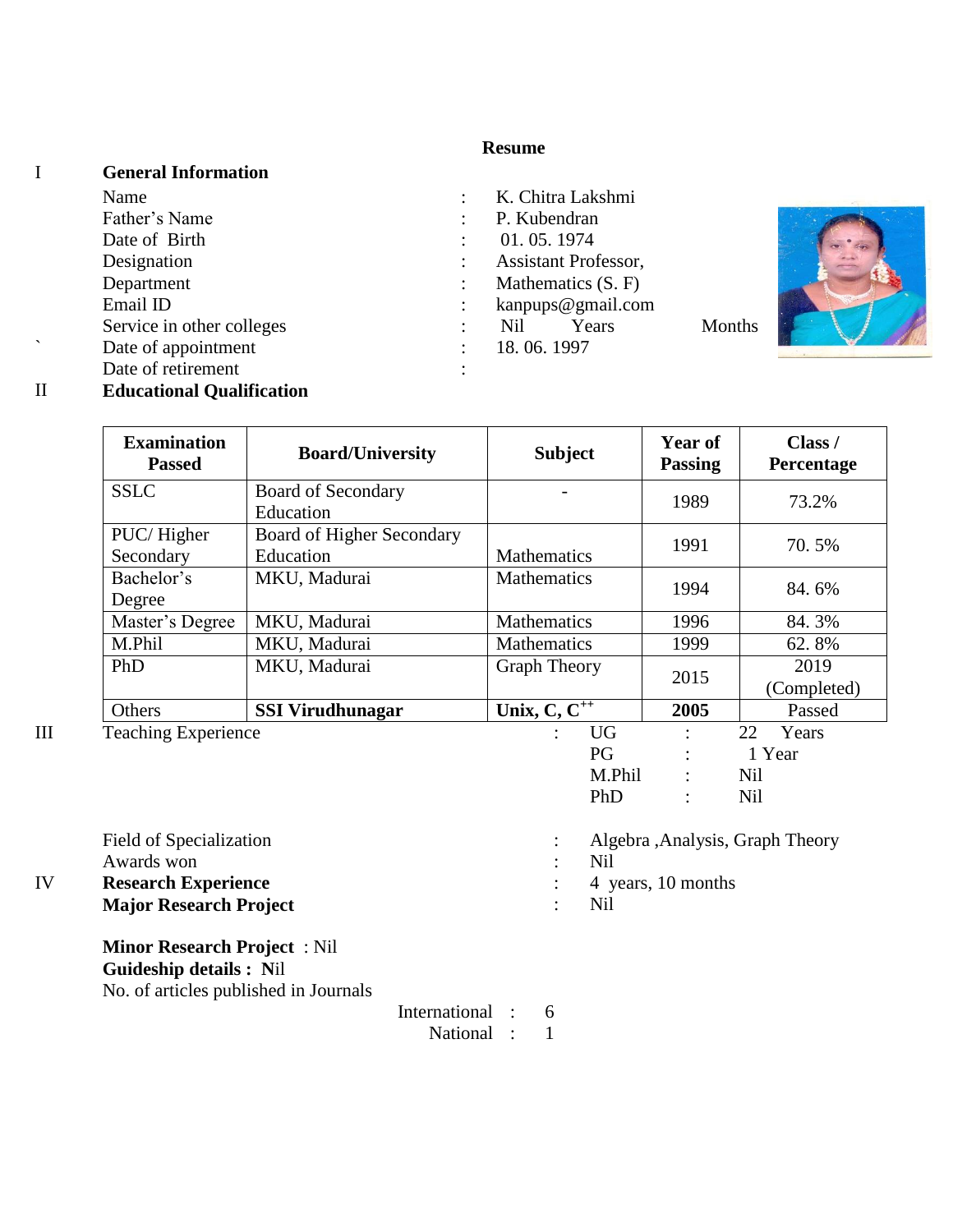# Resume

## I General Information

| | | |
|---|---|---|
| Name | : | K. Chitra Lakshmi |
| Father's Name | : | P. Kubendran |
| Date of Birth | : | 01. 05. 1974 |
| Designation | : | Assistant Professor, |
| Department | : | Mathematics (S. F) |
| Email ID | : | kanpups@gmail.com |
| Service in other colleges | : | Nil Years Months |
| Date of appointment | : | 18. 06. 1997 |
| Date of retirement | : | |

## II Educational Qualification

| Examination Passed | Board/University | Subject | Year of Passing | Class / Percentage |
|---|---|---|---|---|
| SSLC | Board of Secondary Education | - | 1989 | 73.2% |
| PUC/ Higher Secondary | Board of Higher Secondary Education | Mathematics | 1991 | 70. 5% |
| Bachelor's Degree | MKU, Madurai | Mathematics | 1994 | 84. 6% |
| Master's Degree | MKU, Madurai | Mathematics | 1996 | 84. 3% |
| M.Phil | MKU, Madurai | Mathematics | 1999 | 62. 8% |
| PhD | MKU, Madurai | Graph Theory | 2015 | 2019 (Completed) |
| Others | **SSI Virudhunagar** | **Unix, C, C++** | **2005** | Passed |

## III Teaching Experience

| | | |
|---|---|---|
| UG | : | 22 Years |
| PG | : | 1 Year |
| M.Phil | : | Nil |
| PhD | : | Nil |

Field of Specialization : Algebra ,Analysis, Graph Theory

Awards won : Nil

## IV Research Experience : 4 years, 10 months

**Major Research Project** : Nil

**Minor Research Project** : Nil

**Guideship details : N**il

No. of articles published in Journals

International : 6

National : 1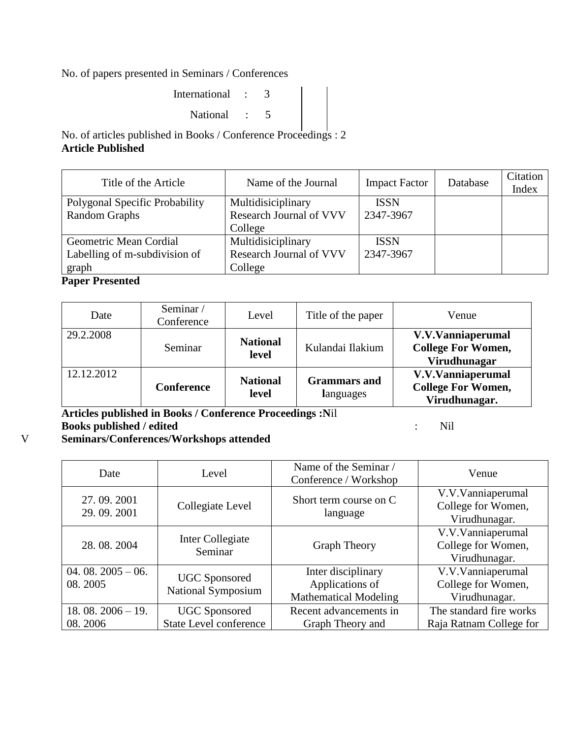No. of papers presented in Seminars / Conferences

International : 3

National : 5

No. of articles published in Books / Conference Proceedings : 2

**Article Published**

| Title of the Article | Name of the Journal | Impact Factor | Database | Citation Index |
|---|---|---|---|---|
| Polygonal Specific Probability Random Graphs | Multidisiciplinary Research Journal of VVV College | ISSN 2347-3967 | | |
| Geometric Mean Cordial Labelling of m-subdivision of graph | Multidisiciplinary Research Journal of VVV College | ISSN 2347-3967 | | |

**Paper Presented**

| Date | Seminar / Conference | Level | Title of the paper | Venue |
|---|---|---|---|---|
| 29.2.2008 | Seminar | **National level** | Kulandai Ilakium | **V.V.Vanniaperumal College For Women, Virudhunagar** |
| 12.12.2012 | **Conference** | **National level** | **Grammars and l**anguages | **V.V.Vanniaperumal College For Women, Virudhunagar.** |

**Articles published in Books / Conference Proceedings :N**il

**Books published / edited** : Nil

V **Seminars/Conferences/Workshops attended**

| Date | Level | Name of the Seminar / Conference / Workshop | Venue |
|---|---|---|---|
| 27. 09. 2001 29. 09. 2001 | Collegiate Level | Short term course on C language | V.V.Vanniaperumal College for Women, Virudhunagar. |
| 28. 08. 2004 | Inter Collegiate Seminar | Graph Theory | V.V.Vanniaperumal College for Women, Virudhunagar. |
| 04. 08. 2005 – 06. 08. 2005 | UGC Sponsored National Symposium | Inter disciplinary Applications of Mathematical Modeling | V.V.Vanniaperumal College for Women, Virudhunagar. |
| 18. 08. 2006 – 19. 08. 2006 | UGC Sponsored State Level conference | Recent advancements in Graph Theory and | The standard fire works Raja Ratnam College for |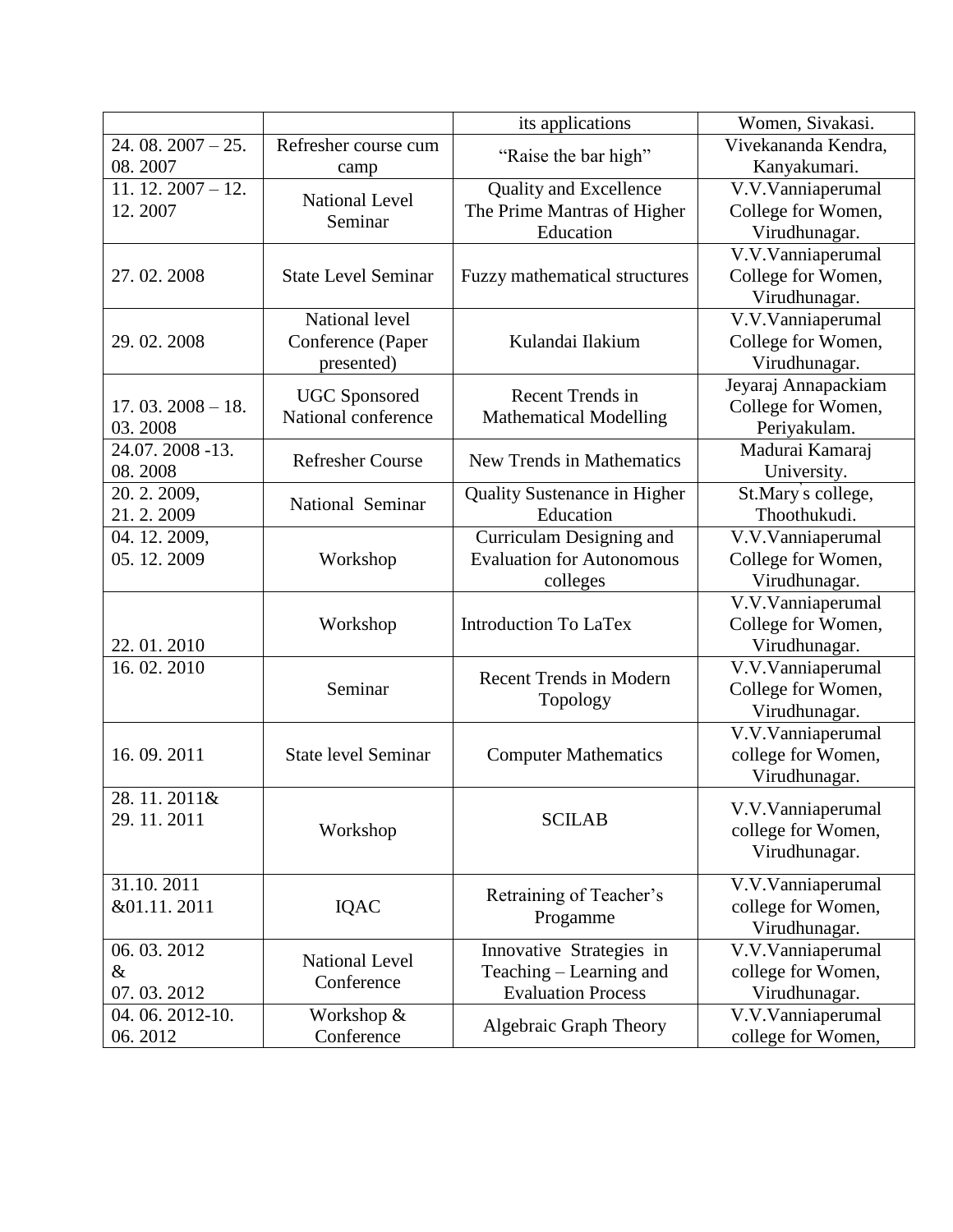| | | its applications | Women, Sivakasi. |
|---|---|---|---|
| 24. 08. 2007 – 25. 08. 2007 | Refresher course cum camp | "Raise the bar high" | Vivekananda Kendra, Kanyakumari. |
| 11. 12. 2007 – 12. 12. 2007 | National Level Seminar | Quality and Excellence The Prime Mantras of Higher Education | V.V.Vanniaperumal College for Women, Virudhunagar. |
| 27. 02. 2008 | State Level Seminar | Fuzzy mathematical structures | V.V.Vanniaperumal College for Women, Virudhunagar. |
| 29. 02. 2008 | National level Conference (Paper presented) | Kulandai Ilakium | V.V.Vanniaperumal College for Women, Virudhunagar. |
| 17. 03. 2008 – 18. 03. 2008 | UGC Sponsored National conference | Recent Trends in Mathematical Modelling | Jeyaraj Annapackiam College for Women, Periyakulam. |
| 24.07. 2008 -13. 08. 2008 | Refresher Course | New Trends in Mathematics | Madurai Kamaraj University. |
| 20. 2. 2009, 21. 2. 2009 | National Seminar | Quality Sustenance in Higher Education | St.Mary's college, Thoothukudi. |
| 04. 12. 2009, 05. 12. 2009 | Workshop | Curriculam Designing and Evaluation for Autonomous colleges | V.V.Vanniaperumal College for Women, Virudhunagar. |
| 22. 01. 2010 | Workshop | Introduction To LaTex | V.V.Vanniaperumal College for Women, Virudhunagar. |
| 16. 02. 2010 | Seminar | Recent Trends in Modern Topology | V.V.Vanniaperumal College for Women, Virudhunagar. |
| 16. 09. 2011 | State level Seminar | Computer Mathematics | V.V.Vanniaperumal college for Women, Virudhunagar. |
| 28. 11. 2011& 29. 11. 2011 | Workshop | SCILAB | V.V.Vanniaperumal college for Women, Virudhunagar. |
| 31.10. 2011 &01.11. 2011 | IQAC | Retraining of Teacher's Progamme | V.V.Vanniaperumal college for Women, Virudhunagar. |
| 06. 03. 2012 & 07. 03. 2012 | National Level Conference | Innovative Strategies in Teaching – Learning and Evaluation Process | V.V.Vanniaperumal college for Women, Virudhunagar. |
| 04. 06. 2012-10. 06. 2012 | Workshop & Conference | Algebraic Graph Theory | V.V.Vanniaperumal college for Women, |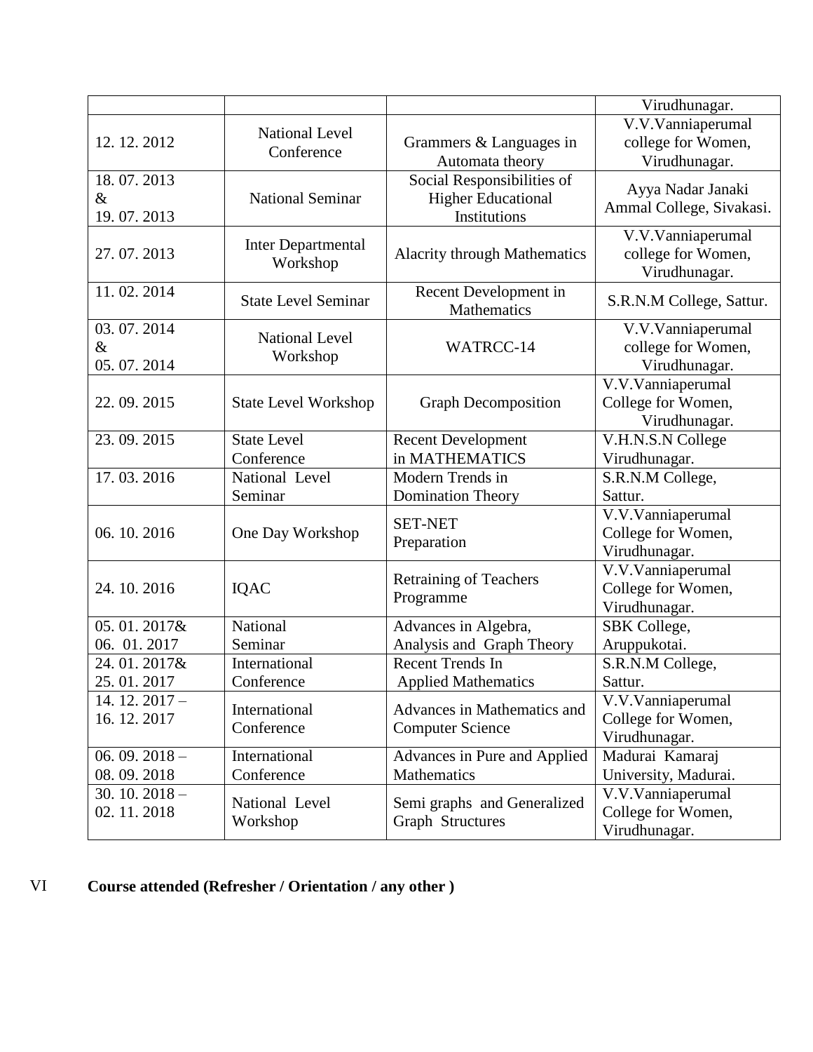| | | | Virudhunagar. |
|---|---|---|---|
| 12. 12. 2012 | National Level Conference | Grammers & Languages in Automata theory | V.V.Vanniaperumal college for Women, Virudhunagar. |
| 18. 07. 2013 & 19. 07. 2013 | National Seminar | Social Responsibilities of Higher Educational Institutions | Ayya Nadar Janaki Ammal College, Sivakasi. |
| 27. 07. 2013 | Inter Departmental Workshop | Alacrity through Mathematics | V.V.Vanniaperumal college for Women, Virudhunagar. |
| 11. 02. 2014 | State Level Seminar | Recent Development in Mathematics | S.R.N.M College, Sattur. |
| 03. 07. 2014 & 05. 07. 2014 | National Level Workshop | WATRCC-14 | V.V.Vanniaperumal college for Women, Virudhunagar. |
| 22. 09. 2015 | State Level Workshop | Graph Decomposition | V.V.Vanniaperumal College for Women, Virudhunagar. |
| 23. 09. 2015 | State Level Conference | Recent Development in MATHEMATICS | V.H.N.S.N College Virudhunagar. |
| 17. 03. 2016 | National Level Seminar | Modern Trends in Domination Theory | S.R.N.M College, Sattur. |
| 06. 10. 2016 | One Day Workshop | SET-NET Preparation | V.V.Vanniaperumal College for Women, Virudhunagar. |
| 24. 10. 2016 | IQAC | Retraining of Teachers Programme | V.V.Vanniaperumal College for Women, Virudhunagar. |
| 05. 01. 2017& 06. 01. 2017 | National Seminar | Advances in Algebra, Analysis and Graph Theory | SBK College, Aruppukotai. |
| 24. 01. 2017& 25. 01. 2017 | International Conference | Recent Trends In Applied Mathematics | S.R.N.M College, Sattur. |
| 14. 12. 2017 – 16. 12. 2017 | International Conference | Advances in Mathematics and Computer Science | V.V.Vanniaperumal College for Women, Virudhunagar. |
| 06. 09. 2018 – 08. 09. 2018 | International Conference | Advances in Pure and Applied Mathematics | Madurai Kamaraj University, Madurai. |
| 30. 10. 2018 – 02. 11. 2018 | National Level Workshop | Semi graphs and Generalized Graph Structures | V.V.Vanniaperumal College for Women, Virudhunagar. |

VI **Course attended (Refresher / Orientation / any other )**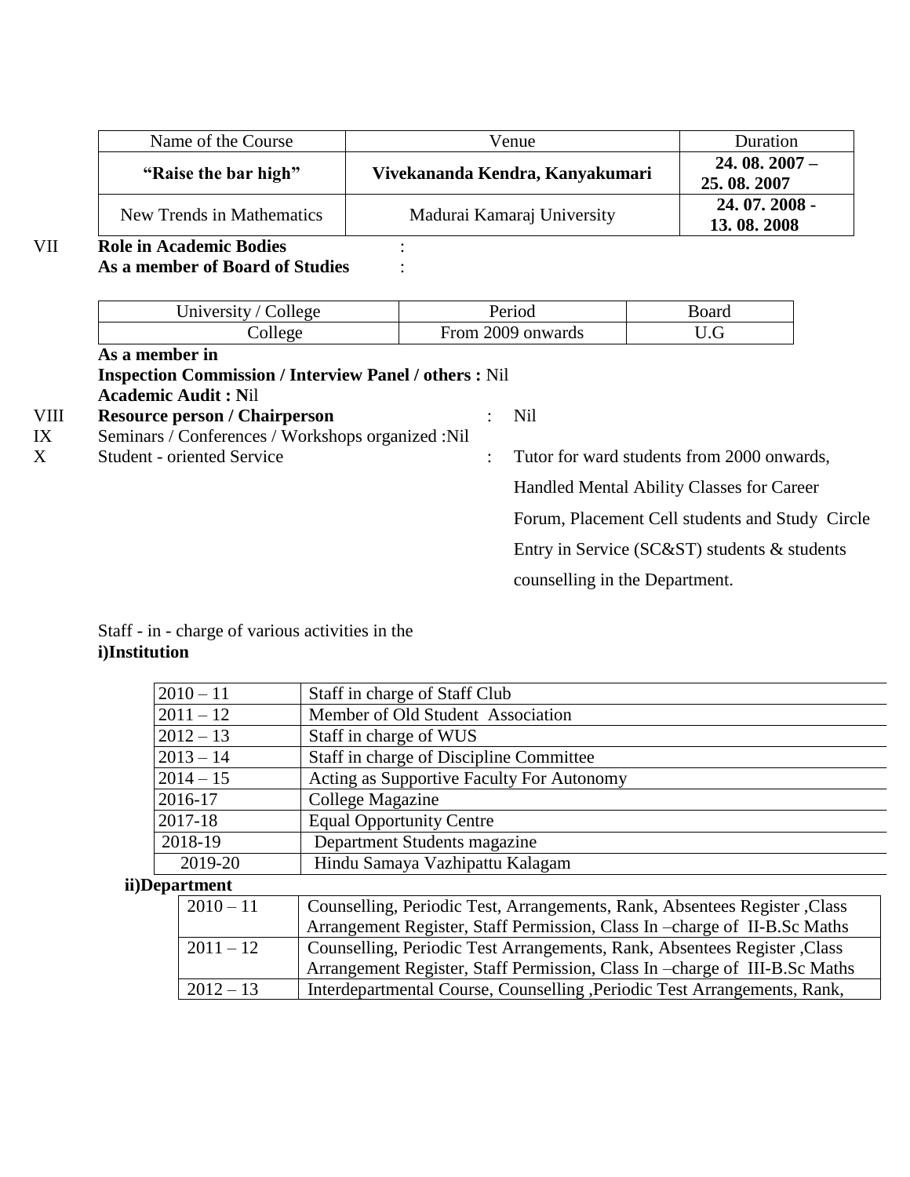| Name of the Course | Venue | Duration |
|---|---|---|
| **"Raise the bar high"** | **Vivekananda Kendra, Kanyakumari** | **24. 08. 2007 – 25. 08. 2007** |
| New Trends in Mathematics | Madurai Kamaraj University | **24. 07. 2008 - 13. 08. 2008** |

VII **Role in Academic Bodies** :

**As a member of Board of Studies** :

| University / College | Period | Board |
|---|---|---|
| College | From 2009 onwards | U.G |

**As a member in**

**Inspection Commission / Interview Panel / others :** Nil

**Academic Audit : N**il

VIII **Resource person / Chairperson** : Nil

IX Seminars / Conferences / Workshops organized :Nil

X Student - oriented Service : Tutor for ward students from 2000 onwards, Handled Mental Ability Classes for Career Forum, Placement Cell students and Study Circle Entry in Service (SC&ST) students & students counselling in the Department.

Staff - in - charge of various activities in the

**i)Institution**

| | |
|---|---|
| 2010 – 11 | Staff in charge of Staff Club |
| 2011 – 12 | Member of Old Student Association |
| 2012 – 13 | Staff in charge of WUS |
| 2013 – 14 | Staff in charge of Discipline Committee |
| 2014 – 15 | Acting as Supportive Faculty For Autonomy |
| 2016-17 | College Magazine |
| 2017-18 | Equal Opportunity Centre |
| 2018-19 | Department Students magazine |
| 2019-20 | Hindu Samaya Vazhipattu Kalagam |

**ii)Department**

| | |
|---|---|
| 2010 – 11 | Counselling, Periodic Test, Arrangements, Rank, Absentees Register ,Class Arrangement Register, Staff Permission, Class In –charge of II-B.Sc Maths |
| 2011 – 12 | Counselling, Periodic Test Arrangements, Rank, Absentees Register ,Class Arrangement Register, Staff Permission, Class In –charge of III-B.Sc Maths |
| 2012 – 13 | Interdepartmental Course, Counselling ,Periodic Test Arrangements, Rank, |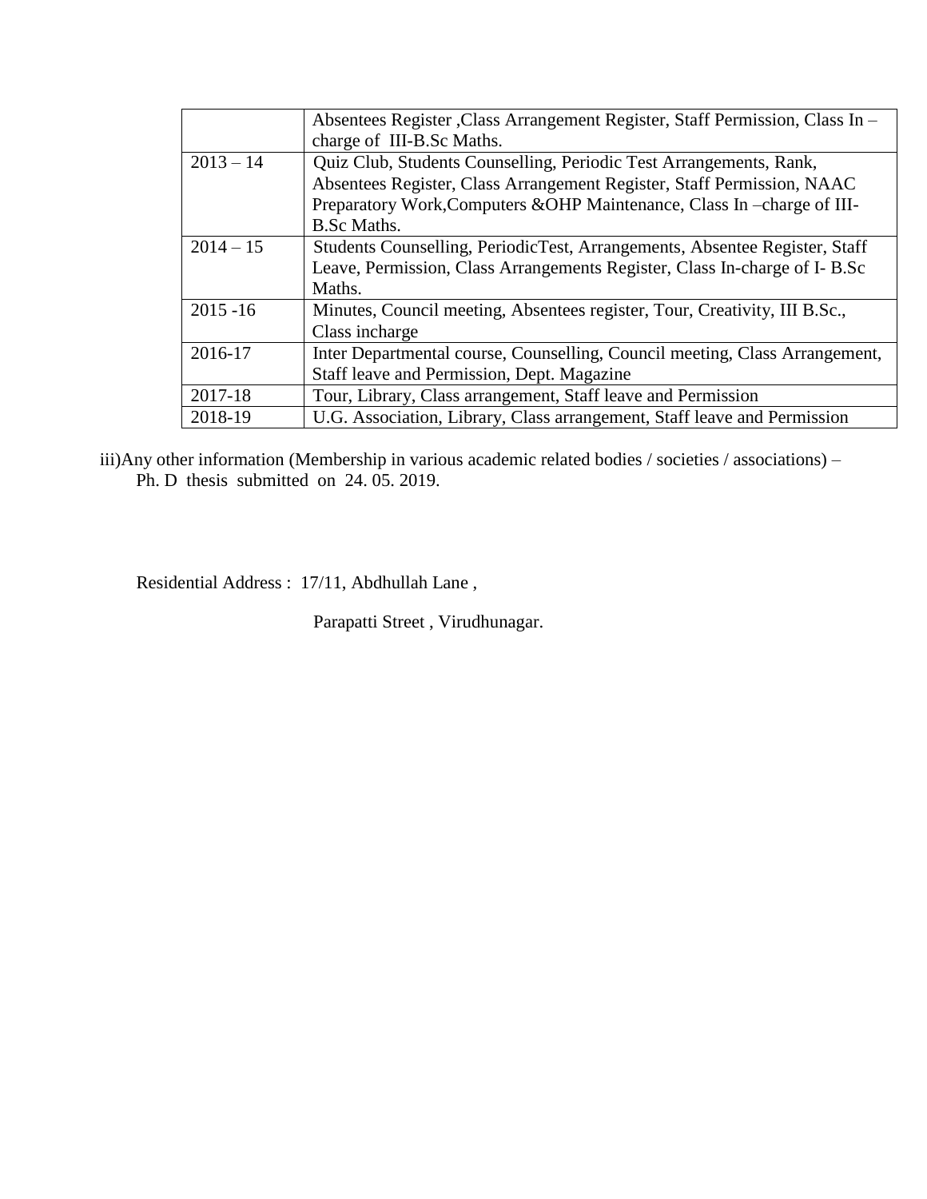| | |
|---|---|
| | Absentees Register ,Class Arrangement Register, Staff Permission, Class In – charge of III-B.Sc Maths. |
| 2013 – 14 | Quiz Club, Students Counselling, Periodic Test Arrangements, Rank, Absentees Register, Class Arrangement Register, Staff Permission, NAAC Preparatory Work,Computers &OHP Maintenance, Class In –charge of III-B.Sc Maths. |
| 2014 – 15 | Students Counselling, PeriodicTest, Arrangements, Absentee Register, Staff Leave, Permission, Class Arrangements Register, Class In-charge of I- B.Sc Maths. |
| 2015 -16 | Minutes, Council meeting, Absentees register, Tour, Creativity, III B.Sc., Class incharge |
| 2016-17 | Inter Departmental course, Counselling, Council meeting, Class Arrangement, Staff leave and Permission, Dept. Magazine |
| 2017-18 | Tour, Library, Class arrangement, Staff leave and Permission |
| 2018-19 | U.G. Association, Library, Class arrangement, Staff leave and Permission |

iii)Any other information (Membership in various academic related bodies / societies / associations) –
Ph. D thesis submitted on 24. 05. 2019.

Residential Address : 17/11, Abdhullah Lane ,

Parapatti Street , Virudhunagar.